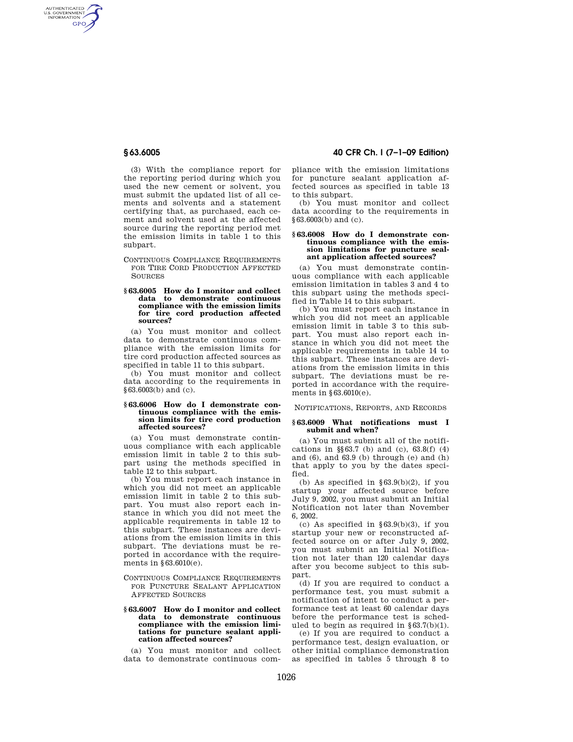(3) With the compliance report for the reporting period during which you used the new cement or solvent, you must submit the updated list of all cements and solvents and a statement certifying that, as purchased, each cement and solvent used at the affected source during the reporting period met the emission limits in table 1 to this subpart.

CONTINUOUS COMPLIANCE REQUIREMENTS FOR TIRE CORD PRODUCTION AFFECTED SOURCES

### § 63.6005 How do I monitor and collect data to demonstrate continuous compliance with the emission limits for tire cord production affected sources?

(a) You must monitor and collect data to demonstrate continuous compliance with the emission limits for tire cord production affected sources as specified in table 11 to this subpart.

(b) You must monitor and collect data according to the requirements in §63.6003(b) and (c).

### § 63.6006 How do I demonstrate continuous compliance with the emission limits for tire cord production affected sources?

(a) You must demonstrate continuous compliance with each applicable emission limit in table 2 to this subpart using the methods specified in table 12 to this subpart.

(b) You must report each instance in which you did not meet an applicable emission limit in table 2 to this subpart. You must also report each instance in which you did not meet the applicable requirements in table 12 to this subpart. These instances are deviations from the emission limits in this subpart. The deviations must be reported in accordance with the requirements in §63.6010(e).

CONTINUOUS COMPLIANCE REQUIREMENTS FOR PUNCTURE SEALANT APPLICATION AFFECTED SOURCES

### § 63.6007 How do I monitor and collect data to demonstrate continuous compliance with the emission limitations for puncture sealant application affected sources?

(a) You must monitor and collect data to demonstrate continuous compliance with the emission limitations for puncture sealant application affected sources as specified in table 13 to this subpart.

(b) You must monitor and collect data according to the requirements in §63.6003(b) and (c).

### § 63.6008 How do I demonstrate continuous compliance with the emission limitations for puncture sealant application affected sources?

(a) You must demonstrate continuous compliance with each applicable emission limitation in tables 3 and 4 to this subpart using the methods specified in Table 14 to this subpart.

(b) You must report each instance in which you did not meet an applicable emission limit in table 3 to this subpart. You must also report each instance in which you did not meet the applicable requirements in table 14 to this subpart. These instances are deviations from the emission limits in this subpart. The deviations must be reported in accordance with the requirements in §63.6010(e).

NOTIFICATIONS, REPORTS, AND RECORDS

### § 63.6009 What notifications must I submit and when?

(a) You must submit all of the notifications in §§63.7 (b) and (c), 63.8(f) (4) and (6), and 63.9 (b) through (e) and (h) that apply to you by the dates specified.

(b) As specified in §63.9(b)(2), if you startup your affected source before July 9, 2002, you must submit an Initial Notification not later than November 6, 2002.

(c) As specified in §63.9(b)(3), if you startup your new or reconstructed affected source on or after July 9, 2002, you must submit an Initial Notification not later than 120 calendar days after you become subject to this subpart.

(d) If you are required to conduct a performance test, you must submit a notification of intent to conduct a performance test at least 60 calendar days before the performance test is scheduled to begin as required in §63.7(b)(1).

(e) If you are required to conduct a performance test, design evaluation, or other initial compliance demonstration as specified in tables 5 through 8 to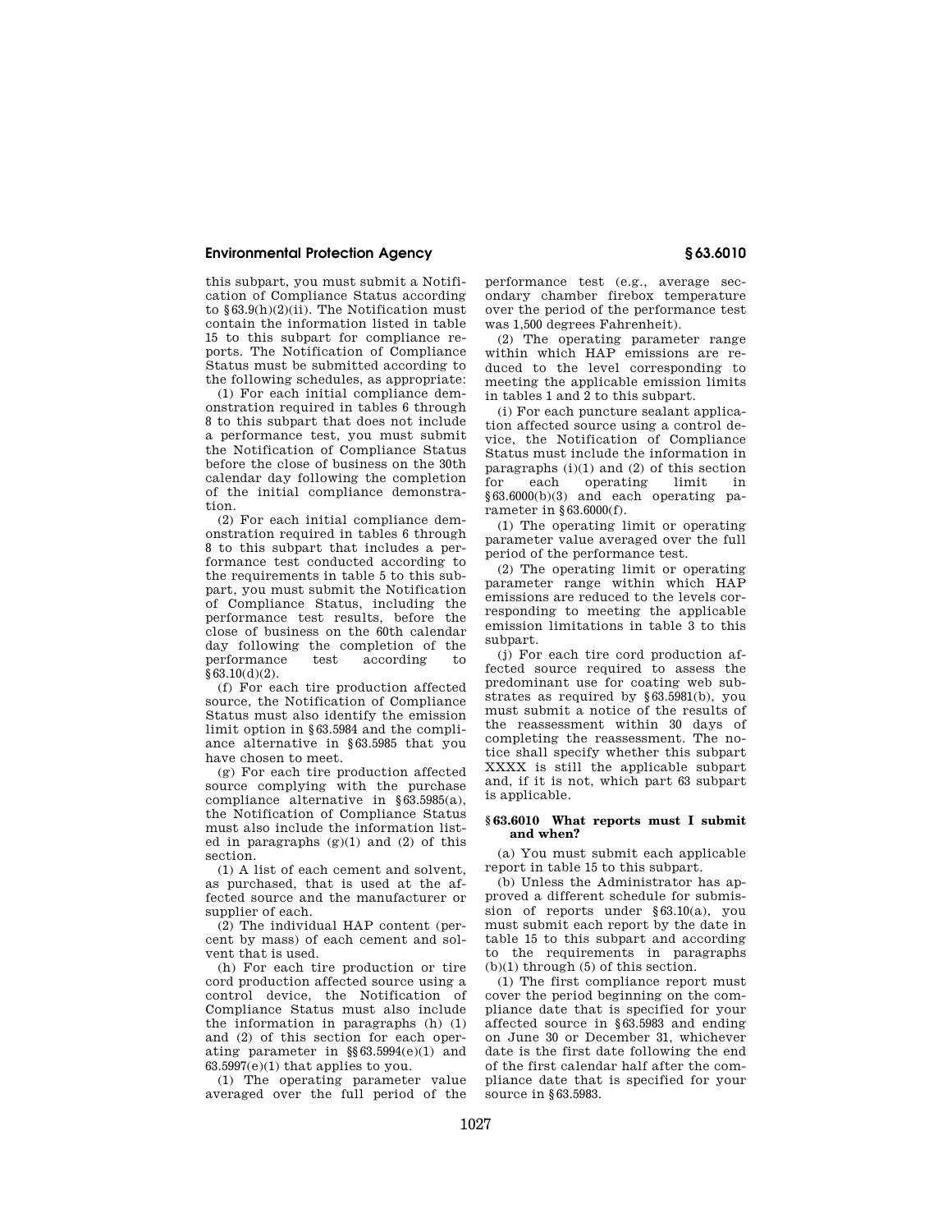this subpart, you must submit a Notification of Compliance Status according to §63.9(h)(2)(ii). The Notification must contain the information listed in table 15 to this subpart for compliance reports. The Notification of Compliance Status must be submitted according to the following schedules, as appropriate:

(1) For each initial compliance demonstration required in tables 6 through 8 to this subpart that does not include a performance test, you must submit the Notification of Compliance Status before the close of business on the 30th calendar day following the completion of the initial compliance demonstration.

(2) For each initial compliance demonstration required in tables 6 through 8 to this subpart that includes a performance test conducted according to the requirements in table 5 to this subpart, you must submit the Notification of Compliance Status, including the performance test results, before the close of business on the 60th calendar day following the completion of the performance test according to §63.10(d)(2).

(f) For each tire production affected source, the Notification of Compliance Status must also identify the emission limit option in §63.5984 and the compliance alternative in §63.5985 that you have chosen to meet.

(g) For each tire production affected source complying with the purchase compliance alternative in §63.5985(a), the Notification of Compliance Status must also include the information listed in paragraphs (g)(1) and (2) of this section.

(1) A list of each cement and solvent, as purchased, that is used at the affected source and the manufacturer or supplier of each.

(2) The individual HAP content (percent by mass) of each cement and solvent that is used.

(h) For each tire production or tire cord production affected source using a control device, the Notification of Compliance Status must also include the information in paragraphs (h) (1) and (2) of this section for each operating parameter in §§63.5994(e)(1) and 63.5997(e)(1) that applies to you.

(1) The operating parameter value averaged over the full period of the performance test (e.g., average secondary chamber firebox temperature over the period of the performance test was 1,500 degrees Fahrenheit).

(2) The operating parameter range within which HAP emissions are reduced to the level corresponding to meeting the applicable emission limits in tables 1 and 2 to this subpart.

(i) For each puncture sealant application affected source using a control device, the Notification of Compliance Status must include the information in paragraphs (i)(1) and (2) of this section for each operating limit in §63.6000(b)(3) and each operating parameter in §63.6000(f).

(1) The operating limit or operating parameter value averaged over the full period of the performance test.

(2) The operating limit or operating parameter range within which HAP emissions are reduced to the levels corresponding to meeting the applicable emission limitations in table 3 to this subpart.

(j) For each tire cord production affected source required to assess the predominant use for coating web substrates as required by §63.5981(b), you must submit a notice of the results of the reassessment within 30 days of completing the reassessment. The notice shall specify whether this subpart XXXX is still the applicable subpart and, if it is not, which part 63 subpart is applicable.

### §63.6010 What reports must I submit and when?

(a) You must submit each applicable report in table 15 to this subpart.

(b) Unless the Administrator has approved a different schedule for submission of reports under §63.10(a), you must submit each report by the date in table 15 to this subpart and according to the requirements in paragraphs (b)(1) through (5) of this section.

(1) The first compliance report must cover the period beginning on the compliance date that is specified for your affected source in §63.5983 and ending on June 30 or December 31, whichever date is the first date following the end of the first calendar half after the compliance date that is specified for your source in §63.5983.